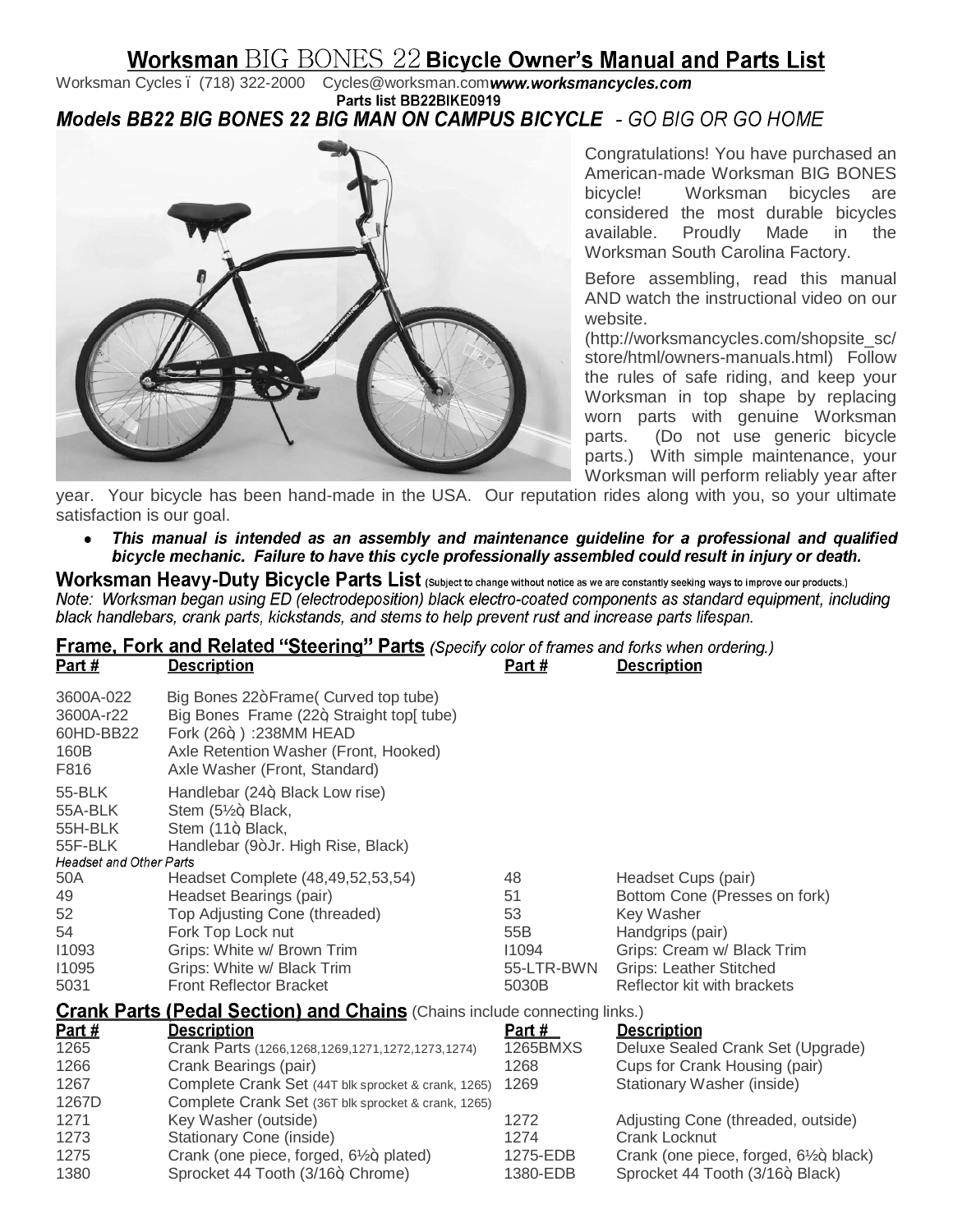# Worksman BIG BONES 22 Bicycle Owner's Manual and Parts List

Worksman Cycles ï (718) 322-2000 Cycles@worksman.com ***www.worksmancycles.com***

**Parts list BB22BIKE0919**

## *Models BB22 BIG BONES 22 BIG MAN ON CAMPUS BICYCLE - GO BIG OR GO HOME*

Congratulations! You have purchased an American-made Worksman BIG BONES bicycle! Worksman bicycles are considered the most durable bicycles available. Proudly Made in the Worksman South Carolina Factory.

Before assembling, read this manual AND watch the instructional video on our website. (http://worksmancycles.com/shopsite_sc/store/html/owners-manuals.html) Follow the rules of safe riding, and keep your Worksman in top shape by replacing worn parts with genuine Worksman parts. (Do not use generic bicycle parts.) With simple maintenance, your Worksman will perform reliably year after year. Your bicycle has been hand-made in the USA. Our reputation rides along with you, so your ultimate satisfaction is our goal.

- ***This manual is intended as an assembly and maintenance guideline for a professional and qualified bicycle mechanic. Failure to have this cycle professionally assembled could result in injury or death.***

## Worksman Heavy-Duty Bicycle Parts List (Subject to change without notice as we are constantly seeking ways to improve our products.)

*Note: Worksman began using ED (electrodeposition) black electro-coated components as standard equipment, including black handlebars, crank parts, kickstands, and stems to help prevent rust and increase parts lifespan.*

### Frame, Fork and Related "Steering" Parts *(Specify color of frames and forks when ordering.)*

| Part # | Description | Part # | Description |
|---|---|---|---|
| 3600A-022 | Big Bones 22ò Frame( Curved top tube) | | |
| 3600A-r22 | Big Bones Frame (22q Straight top[ tube) | | |
| 60HD-BB22 | Fork (26q ) :238MM HEAD | | |
| 160B | Axle Retention Washer (Front, Hooked) | | |
| F816 | Axle Washer (Front, Standard) | | |
| 55-BLK | Handlebar (24q Black Low rise) | | |
| 55A-BLK | Stem (5½q Black, | | |
| 55H-BLK | Stem (11q Black, | | |
| 55F-BLK | Handlebar (9òJr. High Rise, Black) | | |
| *Headset and Other Parts* | | | |
| 50A | Headset Complete (48,49,52,53,54) | 48 | Headset Cups (pair) |
| 49 | Headset Bearings (pair) | 51 | Bottom Cone (Presses on fork) |
| 52 | Top Adjusting Cone (threaded) | 53 | Key Washer |
| 54 | Fork Top Lock nut | 55B | Handgrips (pair) |
| I1093 | Grips: White w/ Brown Trim | I1094 | Grips: Cream w/ Black Trim |
| I1095 | Grips: White w/ Black Trim | 55-LTR-BWN | Grips: Leather Stitched |
| 5031 | Front Reflector Bracket | 5030B | Reflector kit with brackets |

### Crank Parts (Pedal Section) and Chains (Chains include connecting links.)

| Part # | Description | Part # | Description |
|---|---|---|---|
| 1265 | Crank Parts (1266,1268,1269,1271,1272,1273,1274) | 1265BMXS | Deluxe Sealed Crank Set (Upgrade) |
| 1266 | Crank Bearings (pair) | 1268 | Cups for Crank Housing (pair) |
| 1267 | Complete Crank Set (44T blk sprocket & crank, 1265) | 1269 | Stationary Washer (inside) |
| 1267D | Complete Crank Set (36T blk sprocket & crank, 1265) | | |
| 1271 | Key Washer (outside) | 1272 | Adjusting Cone (threaded, outside) |
| 1273 | Stationary Cone (inside) | 1274 | Crank Locknut |
| 1275 | Crank (one piece, forged, 6½q plated) | 1275-EDB | Crank (one piece, forged, 6½q black) |
| 1380 | Sprocket 44 Tooth (3/16q Chrome) | 1380-EDB | Sprocket 44 Tooth (3/16q Black) |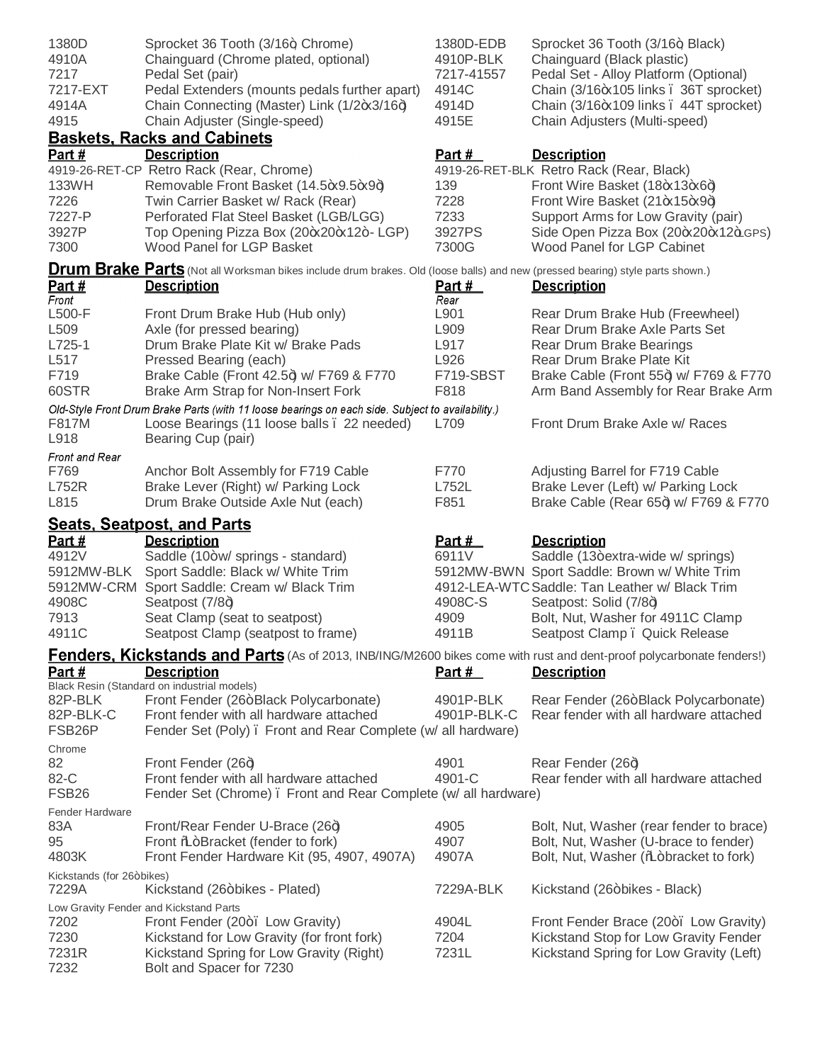| | | | |
|---|---|---|---|
| 1380D | Sprocket 36 Tooth (3/16", Chrome) | 1380D-EDB | Sprocket 36 Tooth (3/16", Black) |
| 4910A | Chainguard (Chrome plated, optional) | 4910P-BLK | Chainguard (Black plastic) |
| 7217 | Pedal Set (pair) | 7217-41557 | Pedal Set - Alloy Platform (Optional) |
| 7217-EXT | Pedal Extenders (mounts pedals further apart) | 4914C | Chain (3/16" x 105 links – 36T sprocket) |
| 4914A | Chain Connecting (Master) Link (1/2" x 3/16") | 4914D | Chain (3/16" x 109 links – 44T sprocket) |
| 4915 | Chain Adjuster (Single-speed) | 4915E | Chain Adjusters (Multi-speed) |

## Baskets, Racks and Cabinets

| Part # | Description | Part # | Description |
|---|---|---|---|
| 4919-26-RET-CP | Retro Rack (Rear, Chrome) | 4919-26-RET-BLK | Retro Rack (Rear, Black) |
| 133WH | Removable Front Basket (14.5" x 9.5" x 9") | 139 | Front Wire Basket (18" x 13" x 6") |
| 7226 | Twin Carrier Basket w/ Rack (Rear) | 7228 | Front Wire Basket (21" x 15" x 9") |
| 7227-P | Perforated Flat Steel Basket (LGB/LGG) | 7233 | Support Arms for Low Gravity (pair) |
| 3927P | Top Opening Pizza Box (20" x 20" x 12" - LGP) | 3927PS | Side Open Pizza Box (20" x 20" x 12" LGPS) |
| 7300 | Wood Panel for LGP Basket | 7300G | Wood Panel for LGP Cabinet |

## Drum Brake Parts

(Not all Worksman bikes include drum brakes. Old (loose balls) and new (pressed bearing) style parts shown.)

| Part # | Description | Part # | Description |
|---|---|---|---|
| *Front* | | *Rear* | |
| L500-F | Front Drum Brake Hub (Hub only) | L901 | Rear Drum Brake Hub (Freewheel) |
| L509 | Axle (for pressed bearing) | L909 | Rear Drum Brake Axle Parts Set |
| L725-1 | Drum Brake Plate Kit w/ Brake Pads | L917 | Rear Drum Brake Bearings |
| L517 | Pressed Bearing (each) | L926 | Rear Drum Brake Plate Kit |
| F719 | Brake Cable (Front 42.5") w/ F769 & F770 | F719-SBST | Brake Cable (Front 55") w/ F769 & F770 |
| 60STR | Brake Arm Strap for Non-Insert Fork | F818 | Arm Band Assembly for Rear Brake Arm |
| *Old-Style Front Drum Brake Parts (with 11 loose bearings on each side. Subject to availability.)* | | | |
| F817M | Loose Bearings (11 loose balls – 22 needed) | L709 | Front Drum Brake Axle w/ Races |
| L918 | Bearing Cup (pair) | | |
| *Front and Rear* | | | |
| F769 | Anchor Bolt Assembly for F719 Cable | F770 | Adjusting Barrel for F719 Cable |
| L752R | Brake Lever (Right) w/ Parking Lock | L752L | Brake Lever (Left) w/ Parking Lock |
| L815 | Drum Brake Outside Axle Nut (each) | F851 | Brake Cable (Rear 65") w/ F769 & F770 |

## Seats, Seatpost, and Parts

| Part # | Description | Part # | Description |
|---|---|---|---|
| 4912V | Saddle (10" w/ springs - standard) | 6911V | Saddle (13" extra-wide w/ springs) |
| 5912MW-BLK | Sport Saddle: Black w/ White Trim | 5912MW-BWN | Sport Saddle: Brown w/ White Trim |
| 5912MW-CRM | Sport Saddle: Cream w/ Black Trim | 4912-LEA-WTC | Saddle: Tan Leather w/ Black Trim |
| 4908C | Seatpost (7/8") | 4908C-S | Seatpost: Solid (7/8") |
| 7913 | Seat Clamp (seat to seatpost) | 4909 | Bolt, Nut, Washer for 4911C Clamp |
| 4911C | Seatpost Clamp (seatpost to frame) | 4911B | Seatpost Clamp – Quick Release |

## Fenders, Kickstands and Parts

(As of 2013, INB/ING/M2600 bikes come with rust and dent-proof polycarbonate fenders!)

| Part # | Description | Part # | Description |
|---|---|---|---|
| Black Resin (Standard on industrial models) | | | |
| 82P-BLK | Front Fender (26" Black Polycarbonate) | 4901P-BLK | Rear Fender (26" Black Polycarbonate) |
| 82P-BLK-C | Front fender with all hardware attached | 4901P-BLK-C | Rear fender with all hardware attached |
| FSB26P | Fender Set (Poly) – Front and Rear Complete (w/ all hardware) | | |
| Chrome | | | |
| 82 | Front Fender (26") | 4901 | Rear Fender (26") |
| 82-C | Front fender with all hardware attached | 4901-C | Rear fender with all hardware attached |
| FSB26 | Fender Set (Chrome) – Front and Rear Complete (w/ all hardware) | | |
| Fender Hardware | | | |
| 83A | Front/Rear Fender U-Brace (26") | 4905 | Bolt, Nut, Washer (rear fender to brace) |
| 95 | Front "L" Bracket (fender to fork) | 4907 | Bolt, Nut, Washer (U-brace to fender) |
| 4803K | Front Fender Hardware Kit (95, 4907, 4907A) | 4907A | Bolt, Nut, Washer ("L" bracket to fork) |
| Kickstands (for 26" bikes) | | | |
| 7229A | Kickstand (26" bikes - Plated) | 7229A-BLK | Kickstand (26" bikes - Black) |
| Low Gravity Fender and Kickstand Parts | | | |
| 7202 | Front Fender (20" – Low Gravity) | 4904L | Front Fender Brace (20" – Low Gravity) |
| 7230 | Kickstand for Low Gravity (for front fork) | 7204 | Kickstand Stop for Low Gravity Fender |
| 7231R | Kickstand Spring for Low Gravity (Right) | 7231L | Kickstand Spring for Low Gravity (Left) |
| 7232 | Bolt and Spacer for 7230 | | |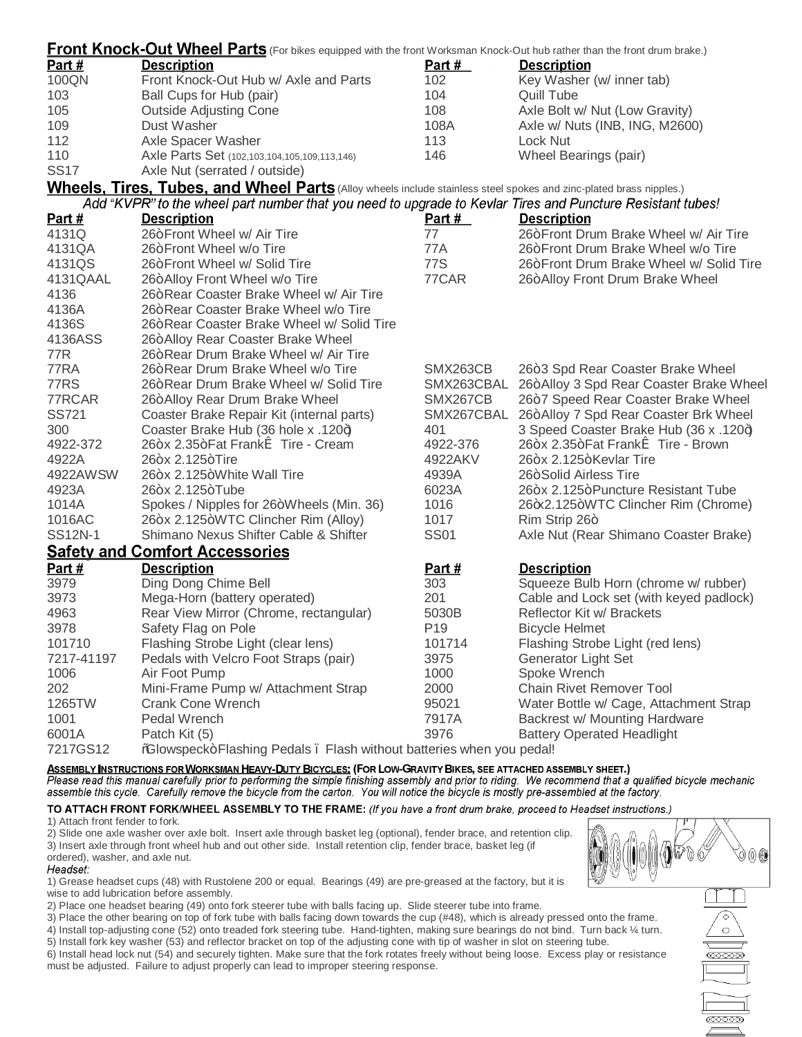## Front Knock-Out Wheel Parts (For bikes equipped with the front Worksman Knock-Out hub rather than the front drum brake.)

| Part # | Description | Part # | Description |
|---|---|---|---|
| 100QN | Front Knock-Out Hub w/ Axle and Parts | 102 | Key Washer (w/ inner tab) |
| 103 | Ball Cups for Hub (pair) | 104 | Quill Tube |
| 105 | Outside Adjusting Cone | 108 | Axle Bolt w/ Nut (Low Gravity) |
| 109 | Dust Washer | 108A | Axle w/ Nuts (INB, ING, M2600) |
| 112 | Axle Spacer Washer | 113 | Lock Nut |
| 110 | Axle Parts Set (102,103,104,105,109,113,146) | 146 | Wheel Bearings (pair) |
| SS17 | Axle Nut (serrated / outside) | | |

## Wheels, Tires, Tubes, and Wheel Parts (Alloy wheels include stainless steel spokes and zinc-plated brass nipples.)

*Add "KVPR" to the wheel part number that you need to upgrade to Kevlar Tires and Puncture Resistant tubes!*

| Part # | Description | Part # | Description |
|---|---|---|---|
| 4131Q | 26ò Front Wheel w/ Air Tire | 77 | 26ò Front Drum Brake Wheel w/ Air Tire |
| 4131QA | 26ò Front Wheel w/o Tire | 77A | 26ò Front Drum Brake Wheel w/o Tire |
| 4131QS | 26ò Front Wheel w/ Solid Tire | 77S | 26ò Front Drum Brake Wheel w/ Solid Tire |
| 4131QAAL | 26ò Alloy Front Wheel w/o Tire | 77CAR | 26ò Alloy Front Drum Brake Wheel |
| 4136 | 26ò Rear Coaster Brake Wheel w/ Air Tire | | |
| 4136A | 26ò Rear Coaster Brake Wheel w/o Tire | | |
| 4136S | 26ò Rear Coaster Brake Wheel w/ Solid Tire | | |
| 4136ASS | 26ò Alloy Rear Coaster Brake Wheel | | |
| 77R | 26ò Rear Drum Brake Wheel w/ Air Tire | | |
| 77RA | 26ò Rear Drum Brake Wheel w/o Tire | SMX263CB | 26ò 3 Spd Rear Coaster Brake Wheel |
| 77RS | 26ò Rear Drum Brake Wheel w/ Solid Tire | SMX263CBAL | 26ò Alloy 3 Spd Rear Coaster Brake Wheel |
| 77RCAR | 26ò Alloy Rear Drum Brake Wheel | SMX267CB | 26ò 7 Speed Rear Coaster Brake Wheel |
| SS721 | Coaster Brake Repair Kit (internal parts) | SMX267CBAL | 26ò Alloy 7 Spd Rear Coaster Brk Wheel |
| 300 | Coaster Brake Hub (36 hole x .120ò) | 401 | 3 Speed Coaster Brake Hub (36 x .120ò) |
| 4922-372 | 26ò x 2.35ò Fat FrankÊ Tire - Cream | 4922-376 | 26ò x 2.35ò Fat FrankÊ Tire - Brown |
| 4922A | 26ò x 2.125ò Tire | 4922AKV | 26ò x 2.125ò Kevlar Tire |
| 4922AWSW | 26ò x 2.125ò White Wall Tire | 4939A | 26ò Solid Airless Tire |
| 4923A | 26ò x 2.125ò Tube | 6023A | 26ò x 2.125ò Puncture Resistant Tube |
| 1014A | Spokes / Nipples for 26ò Wheels (Min. 36) | 1016 | 26òx2.125ò WTC Clincher Rim (Chrome) |
| 1016AC | 26ò x 2.125ò WTC Clincher Rim (Alloy) | 1017 | Rim Strip 26ò |
| SS12N-1 | Shimano Nexus Shifter Cable & Shifter | SS01 | Axle Nut (Rear Shimano Coaster Brake) |

## Safety and Comfort Accessories

| Part # | Description | Part # | Description |
|---|---|---|---|
| 3979 | Ding Dong Chime Bell | 303 | Squeeze Bulb Horn (chrome w/ rubber) |
| 3973 | Mega-Horn (battery operated) | 201 | Cable and Lock set (with keyed padlock) |
| 4963 | Rear View Mirror (Chrome, rectangular) | 5030B | Reflector Kit w/ Brackets |
| 3978 | Safety Flag on Pole | P19 | Bicycle Helmet |
| 101710 | Flashing Strobe Light (clear lens) | 101714 | Flashing Strobe Light (red lens) |
| 7217-41197 | Pedals with Velcro Foot Straps (pair) | 3975 | Generator Light Set |
| 1006 | Air Foot Pump | 1000 | Spoke Wrench |
| 202 | Mini-Frame Pump w/ Attachment Strap | 2000 | Chain Rivet Remover Tool |
| 1265TW | Crank Cone Wrench | 95021 | Water Bottle w/ Cage, Attachment Strap |
| 1001 | Pedal Wrench | 7917A | Backrest w/ Mounting Hardware |
| 6001A | Patch Kit (5) | 3976 | Battery Operated Headlight |
| 7217GS12 | õGlowspeckò Flashing Pedals ï Flash without batteries when you pedal! | | |

**ASSEMBLY INSTRUCTIONS FOR WORKSMAN HEAVY-DUTY BICYCLES: (FOR LOW-GRAVITY BIKES, SEE ATTACHED ASSEMBLY SHEET.)**

*Please read this manual carefully prior to performing the simple finishing assembly and prior to riding. We recommend that a qualified bicycle mechanic assemble this cycle. Carefully remove the bicycle from the carton. You will notice the bicycle is mostly pre-assembled at the factory.*

**TO ATTACH FRONT FORK/WHEEL ASSEMBLY TO THE FRAME:** *(If you have a front drum brake, proceed to Headset instructions.)*

1) Attach front fender to fork.
2) Slide one axle washer over axle bolt. Insert axle through basket leg (optional), fender brace, and retention clip.
3) Insert axle through front wheel hub and out other side. Install retention clip, fender brace, basket leg (if ordered), washer, and axle nut.

*Headset:*

1) Grease headset cups (48) with Rustolene 200 or equal. Bearings (49) are pre-greased at the factory, but it is wise to add lubrication before assembly.
2) Place one headset bearing (49) onto fork steerer tube with balls facing up. Slide steerer tube into frame.
3) Place the other bearing on top of fork tube with balls facing down towards the cup (#48), which is already pressed onto the frame.
4) Install top-adjusting cone (52) onto treaded fork steering tube. Hand-tighten, making sure bearings do not bind. Turn back ¼ turn.
5) Install fork key washer (53) and reflector bracket on top of the adjusting cone with tip of washer in slot on steering tube.
6) Install head lock nut (54) and securely tighten. Make sure that the fork rotates freely without being loose. Excess play or resistance must be adjusted. Failure to adjust properly can lead to improper steering response.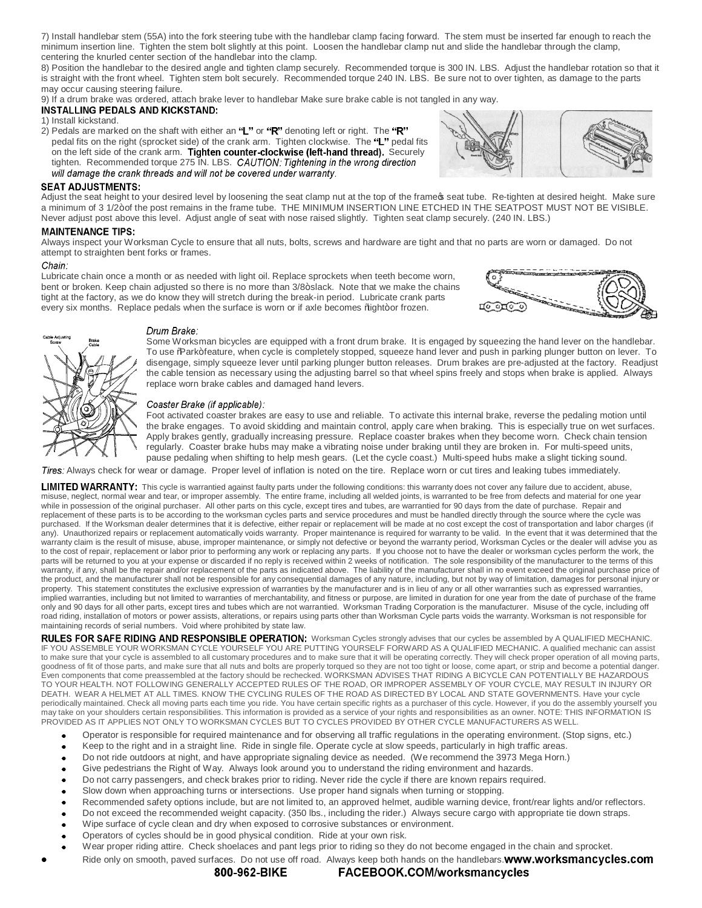7) Install handlebar stem (55A) into the fork steering tube with the handlebar clamp facing forward. The stem must be inserted far enough to reach the minimum insertion line. Tighten the stem bolt slightly at this point. Loosen the handlebar clamp nut and slide the handlebar through the clamp, centering the knurled center section of the handlebar into the clamp.

8) Position the handlebar to the desired angle and tighten clamp securely. Recommended torque is 300 IN. LBS. Adjust the handlebar rotation so that it is straight with the front wheel. Tighten stem bolt securely. Recommended torque 240 IN. LBS. Be sure not to over tighten, as damage to the parts may occur causing steering failure.

9) If a drum brake was ordered, attach brake lever to handlebar Make sure brake cable is not tangled in any way.

## INSTALLING PEDALS AND KICKSTAND:

1) Install kickstand.

2) Pedals are marked on the shaft with either an **"L"** or **"R"** denoting left or right. The **"R"** pedal fits on the right (sprocket side) of the crank arm. Tighten clockwise. The **"L"** pedal fits on the left side of the crank arm. **Tighten counter-clockwise (left-hand thread).** Securely tighten. Recommended torque 275 IN. LBS. *CAUTION: Tightening in the wrong direction will damage the crank threads and will not be covered under warranty.*

## SEAT ADJUSTMENTS:

Adjust the seat height to your desired level by loosening the seat clamp nut at the top of the frame's seat tube. Re-tighten at desired height. Make sure a minimum of 3 1/2" of the post remains in the frame tube. THE MINIMUM INSERTION LINE ETCHED IN THE SEATPOST MUST NOT BE VISIBLE. Never adjust post above this level. Adjust angle of seat with nose raised slightly. Tighten seat clamp securely. (240 IN. LBS.)

## MAINTENANCE TIPS:

Always inspect your Worksman Cycle to ensure that all nuts, bolts, screws and hardware are tight and that no parts are worn or damaged. Do not attempt to straighten bent forks or frames.

*Chain:*

Lubricate chain once a month or as needed with light oil. Replace sprockets when teeth become worn, bent or broken. Keep chain adjusted so there is no more than 3/8" slack. Note that we make the chains tight at the factory, as we do know they will stretch during the break-in period. Lubricate crank parts every six months. Replace pedals when the surface is worn or if axle becomes "tight" or frozen.

Cable Adjusting Screw

Brake Cable

*Drum Brake:*

Some Worksman bicycles are equipped with a front drum brake. It is engaged by squeezing the hand lever on the handlebar. To use "Park" feature, when cycle is completely stopped, squeeze hand lever and push in parking plunger button on lever. To disengage, simply squeeze lever until parking plunger button releases. Drum brakes are pre-adjusted at the factory. Readjust the cable tension as necessary using the adjusting barrel so that wheel spins freely and stops when brake is applied. Always replace worn brake cables and damaged hand levers.

*Coaster Brake (if applicable):*

Foot activated coaster brakes are easy to use and reliable. To activate this internal brake, reverse the pedaling motion until the brake engages. To avoid skidding and maintain control, apply care when braking. This is especially true on wet surfaces. Apply brakes gently, gradually increasing pressure. Replace coaster brakes when they become worn. Check chain tension regularly. Coaster brake hubs may make a vibrating noise under braking until they are broken in. For multi-speed units, pause pedaling when shifting to help mesh gears. (Let the cycle coast.) Multi-speed hubs make a slight ticking sound.

*Tires:* Always check for wear or damage. Proper level of inflation is noted on the tire. Replace worn or cut tires and leaking tubes immediately.

**LIMITED WARRANTY:** This cycle is warrantied against faulty parts under the following conditions: this warranty does not cover any failure due to accident, abuse, misuse, neglect, normal wear and tear, or improper assembly. The entire frame, including all welded joints, is warranted to be free from defects and material for one year while in possession of the original purchaser. All other parts on this cycle, except tires and tubes, are warrantied for 90 days from the date of purchase. Repair and replacement of these parts is to be according to the workman cycles parts and service procedures and must be handled directly through the source where the cycle was purchased. If the Worksman dealer determines that it is defective, either repair or replacement will be made at no cost except the cost of transportation and labor charges (if any). Unauthorized repairs or replacement automatically voids warranty. Proper maintenance is required for warranty to be valid. In the event that it was determined that the warranty claim is the result of misuse, abuse, improper maintenance, or simply not defective or beyond the warranty period, Worksman Cycles or the dealer will advise you as to the cost of repair, replacement or labor prior to performing any work or replacing any parts. If you choose not to have the dealer or worksman cycles perform the work, the parts will be returned to you at your expense or discarded if no reply is received within 2 weeks of notification. The sole responsibility of the manufacturer to the terms of this warranty, if any, shall be the repair and/or replacement of the parts as indicated above. The liability of the manufacturer shall in no event exceed the original purchase price of the product, and the manufacturer shall not be responsible for any consequential damages of any nature, including, but not by way of limitation, damages for personal injury or property. This statement constitutes the exclusive expression of warranties by the manufacturer and is in lieu of any or all other warranties such as expressed warranties, implied warranties, including but not limited to warranties of merchantability, and fitness or purpose, are limited in duration for one year from the date of purchase of the frame only and 90 days for all other parts, except tires and tubes which are not warrantied. Worksman Trading Corporation is the manufacturer. Misuse of the cycle, including off road riding, installation of motors or power assists, alterations, or repairs using parts other than Worksman Cycle parts voids the warranty. Worksman is not responsible for maintaining records of serial numbers. Void where prohibited by state law.

**RULES FOR SAFE RIDING AND RESPONSIBLE OPERATION:** Worksman Cycles strongly advises that our cycles be assembled by A QUALIFIED MECHANIC. IF YOU ASSEMBLE YOUR WORKSMAN CYCLE YOURSELF YOU ARE PUTTING YOURSELF FORWARD AS A QUALIFIED MECHANIC. A qualified mechanic can assist to make sure that your cycle is assembled to all customary procedures and to make sure that it will be operating correctly. They will check proper operation of all moving parts, goodness of fit of those parts, and make sure that all nuts and bolts are properly torqued so they are not too tight or loose, come apart, or strip and become a potential danger. Even components that come preassembled at the factory should be rechecked. WORKSMAN ADVISES THAT RIDING A BICYCLE CAN POTENTIALLY BE HAZARDOUS TO YOUR HEALTH. NOT FOLLOWING GENERALLY ACCEPTED RULES OF THE ROAD, OR IMPROPER ASSEMBLY OF YOUR CYCLE, MAY RESULT IN INJURY OR DEATH. WEAR A HELMET AT ALL TIMES. KNOW THE CYCLING RULES OF THE ROAD AS DIRECTED BY LOCAL AND STATE GOVERNMENTS. Have your cycle periodically maintained. Check all moving parts each time you ride. You have certain specific rights as a purchaser of this cycle. However, if you do the assembly yourself you may take on your shoulders certain responsibilities. This information is provided as a service of your rights and responsibilities as an owner. NOTE: THIS INFORMATION IS PROVIDED AS IT APPLIES NOT ONLY TO WORKSMAN CYCLES BUT TO CYCLES PROVIDED BY OTHER CYCLE MANUFACTURERS AS WELL.

- Operator is responsible for required maintenance and for observing all traffic regulations in the operating environment. (Stop signs, etc.)
- Keep to the right and in a straight line. Ride in single file. Operate cycle at slow speeds, particularly in high traffic areas.
- Do not ride outdoors at night, and have appropriate signaling device as needed. (We recommend the 3973 Mega Horn.)
- Give pedestrians the Right of Way. Always look around you to understand the riding environment and hazards.
- Do not carry passengers, and check brakes prior to riding. Never ride the cycle if there are known repairs required.
- Slow down when approaching turns or intersections. Use proper hand signals when turning or stopping.
- Recommended safety options include, but are not limited to, an approved helmet, audible warning device, front/rear lights and/or reflectors.
- Do not exceed the recommended weight capacity. (350 lbs., including the rider.) Always secure cargo with appropriate tie down straps.
- Wipe surface of cycle clean and dry when exposed to corrosive substances or environment.
- Operators of cycles should be in good physical condition. Ride at your own risk.
- Wear proper riding attire. Check shoelaces and pant legs prior to riding so they do not become engaged in the chain and sprocket.
- Ride only on smooth, paved surfaces. Do not use off road. Always keep both hands on the handlebars.

**www.worksmancycles.com**

**800-962-BIKE FACEBOOK.COM/worksmancycles**